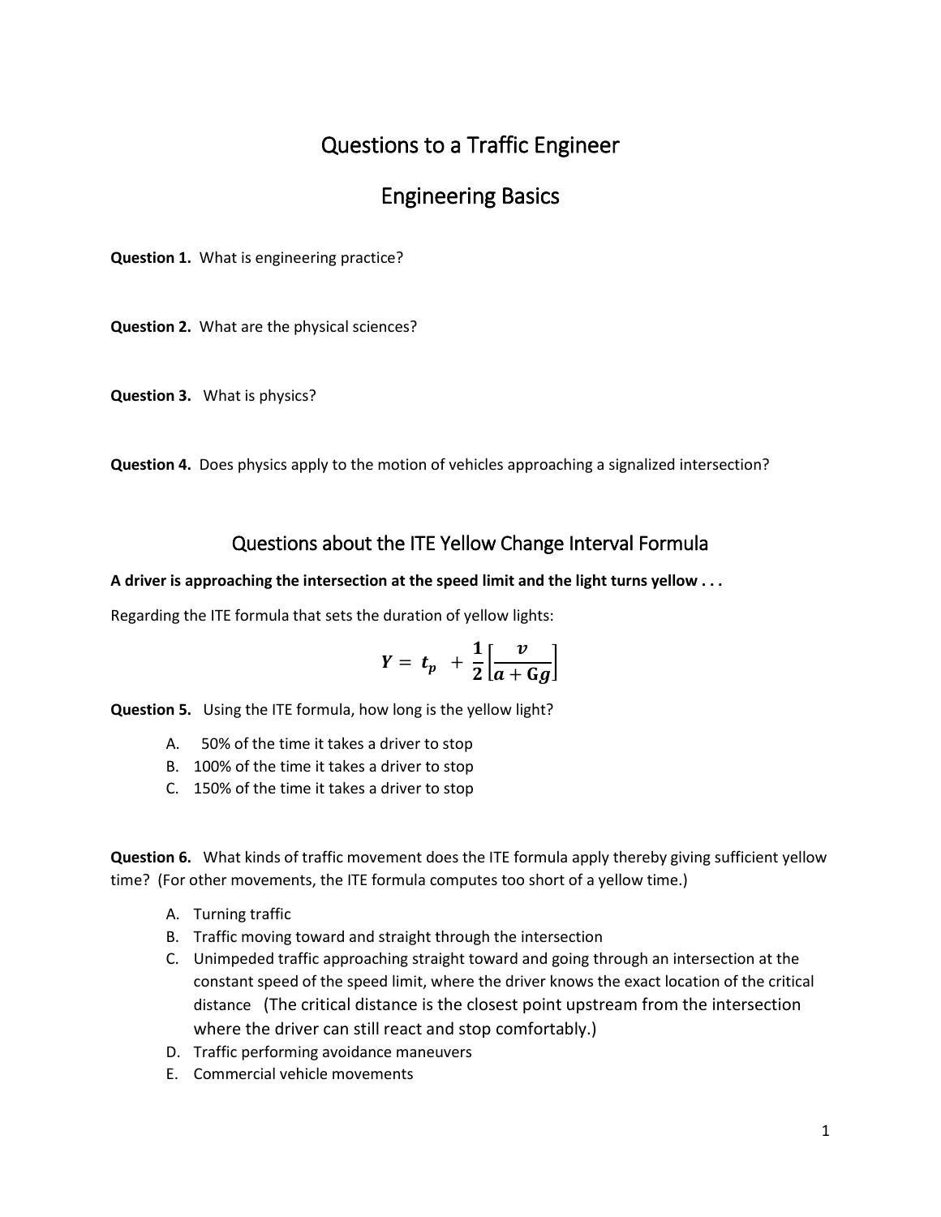# Questions to a Traffic Engineer

# Engineering Basics

**Question 1.** What is engineering practice?

**Question 2.** What are the physical sciences?

**Question 3.** What is physics?

**Question 4.** Does physics apply to the motion of vehicles approaching a signalized intersection?

## Questions about the ITE Yellow Change Interval Formula

**A driver is approaching the intersection at the speed limit and the light turns yellow . . .**

Regarding the ITE formula that sets the duration of yellow lights:

$$\boldsymbol{Y = t_p + \frac{1}{2}\left[\frac{v}{a + Gg}\right]}$$

**Question 5.** Using the ITE formula, how long is the yellow light?

A. 50% of the time it takes a driver to stop
B. 100% of the time it takes a driver to stop
C. 150% of the time it takes a driver to stop

**Question 6.** What kinds of traffic movement does the ITE formula apply thereby giving sufficient yellow time? (For other movements, the ITE formula computes too short of a yellow time.)

A. Turning traffic
B. Traffic moving toward and straight through the intersection
C. Unimpeded traffic approaching straight toward and going through an intersection at the constant speed of the speed limit, where the driver knows the exact location of the critical distance (The critical distance is the closest point upstream from the intersection where the driver can still react and stop comfortably.)
D. Traffic performing avoidance maneuvers
E. Commercial vehicle movements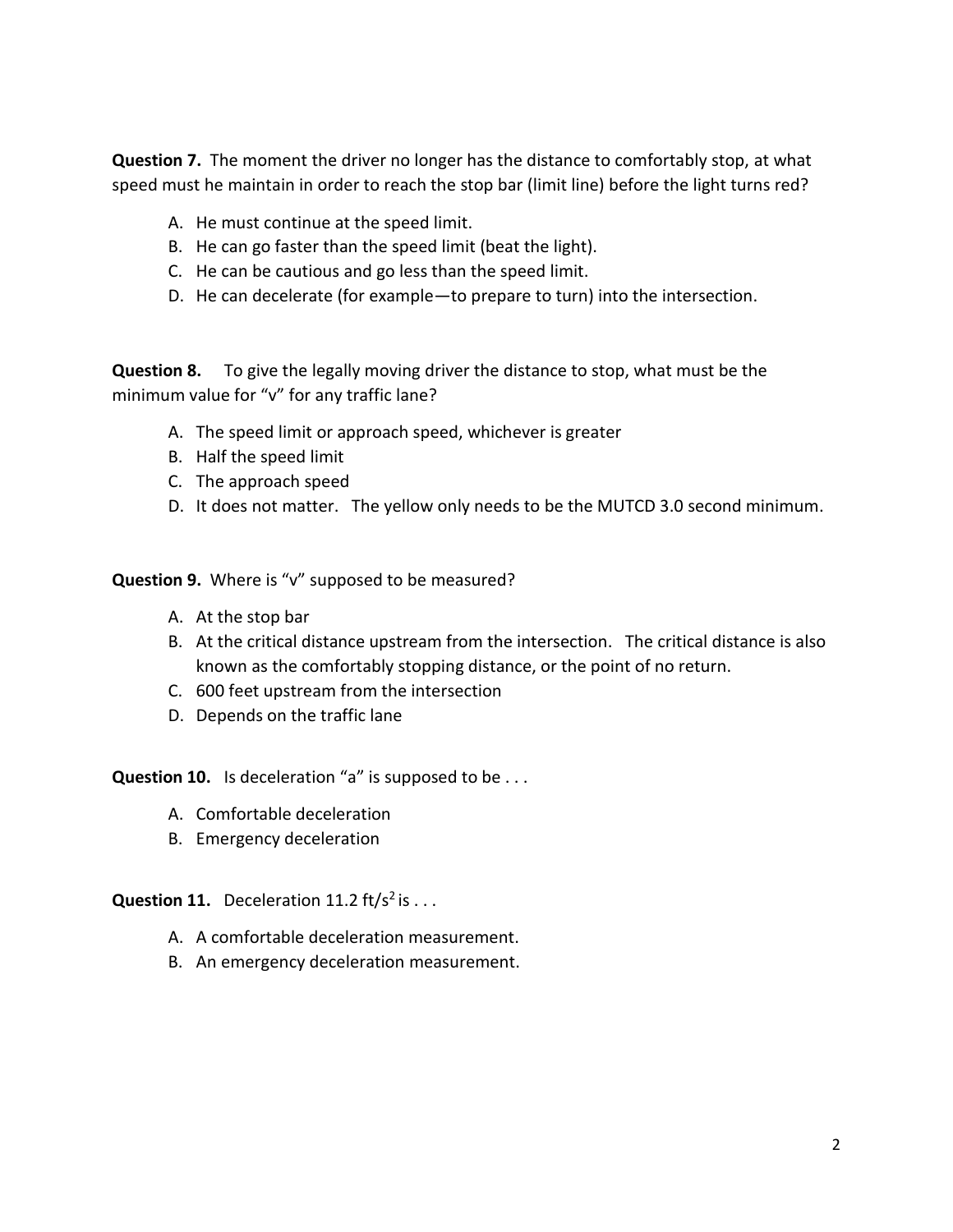**Question 7.** The moment the driver no longer has the distance to comfortably stop, at what speed must he maintain in order to reach the stop bar (limit line) before the light turns red?

A. He must continue at the speed limit.
B. He can go faster than the speed limit (beat the light).
C. He can be cautious and go less than the speed limit.
D. He can decelerate (for example—to prepare to turn) into the intersection.

**Question 8.** To give the legally moving driver the distance to stop, what must be the minimum value for "v" for any traffic lane?

A. The speed limit or approach speed, whichever is greater
B. Half the speed limit
C. The approach speed
D. It does not matter. The yellow only needs to be the MUTCD 3.0 second minimum.

**Question 9.** Where is "v" supposed to be measured?

A. At the stop bar
B. At the critical distance upstream from the intersection. The critical distance is also known as the comfortably stopping distance, or the point of no return.
C. 600 feet upstream from the intersection
D. Depends on the traffic lane

**Question 10.** Is deceleration "a" is supposed to be . . .

A. Comfortable deceleration
B. Emergency deceleration

**Question 11.** Deceleration 11.2 $ft/s^2$ is . . .

A. A comfortable deceleration measurement.
B. An emergency deceleration measurement.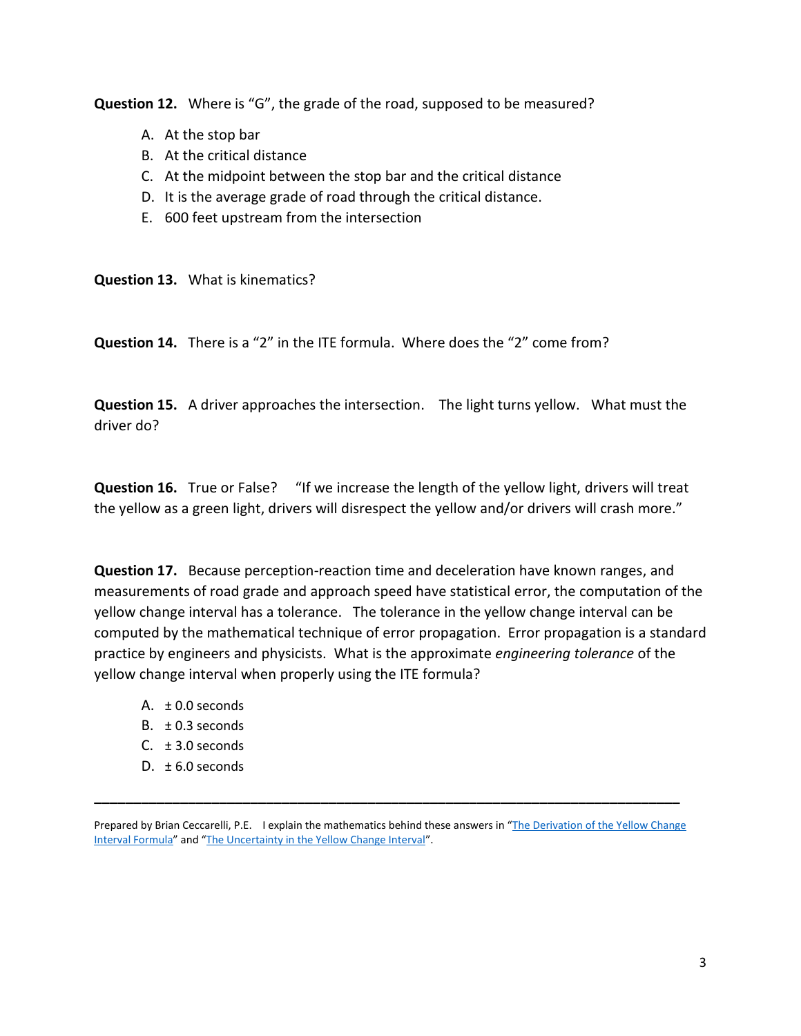**Question 12.** Where is "G", the grade of the road, supposed to be measured?

A. At the stop bar
B. At the critical distance
C. At the midpoint between the stop bar and the critical distance
D. It is the average grade of road through the critical distance.
E. 600 feet upstream from the intersection

**Question 13.** What is kinematics?

**Question 14.** There is a "2" in the ITE formula. Where does the "2" come from?

**Question 15.** A driver approaches the intersection. The light turns yellow. What must the driver do?

**Question 16.** True or False? "If we increase the length of the yellow light, drivers will treat the yellow as a green light, drivers will disrespect the yellow and/or drivers will crash more."

**Question 17.** Because perception-reaction time and deceleration have known ranges, and measurements of road grade and approach speed have statistical error, the computation of the yellow change interval has a tolerance. The tolerance in the yellow change interval can be computed by the mathematical technique of error propagation. Error propagation is a standard practice by engineers and physicists. What is the approximate *engineering tolerance* of the yellow change interval when properly using the ITE formula?

A. ± 0.0 seconds
B. ± 0.3 seconds
C. ± 3.0 seconds
D. ± 6.0 seconds

---

Prepared by Brian Ceccarelli, P.E. I explain the mathematics behind these answers in "The Derivation of the Yellow Change Interval Formula" and "The Uncertainty in the Yellow Change Interval".